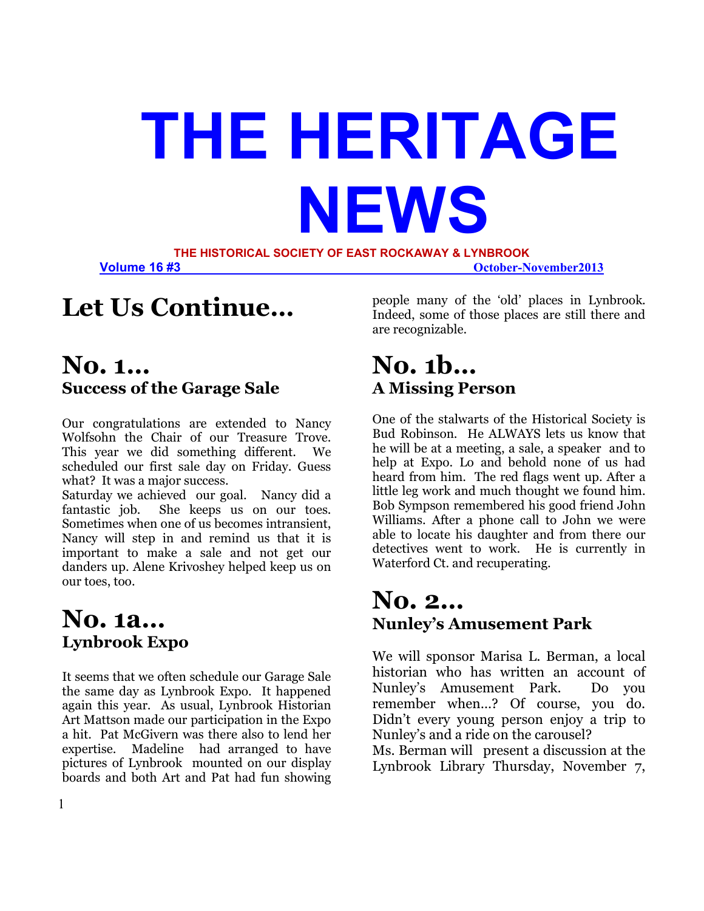# THE HERITAGE NEWS

**THE HISTORICAL SOCIETY OF EAST ROCKAWAY & LYNBROOK**

**Volume 16 #3** **October-November2013**

# Let Us Continue…

## No. 1…
### Success of the Garage Sale

Our congratulations are extended to Nancy Wolfsohn the Chair of our Treasure Trove. This year we did something different. We scheduled our first sale day on Friday. Guess what? It was a major success.

Saturday we achieved our goal. Nancy did a fantastic job. She keeps us on our toes. Sometimes when one of us becomes intransient, Nancy will step in and remind us that it is important to make a sale and not get our danders up. Alene Krivoshey helped keep us on our toes, too.

## No. 1a…
### Lynbrook Expo

It seems that we often schedule our Garage Sale the same day as Lynbrook Expo. It happened again this year. As usual, Lynbrook Historian Art Mattson made our participation in the Expo a hit. Pat McGivern was there also to lend her expertise. Madeline had arranged to have pictures of Lynbrook mounted on our display boards and both Art and Pat had fun showing people many of the 'old' places in Lynbrook. Indeed, some of those places are still there and are recognizable.

## No. 1b…
### A Missing Person

One of the stalwarts of the Historical Society is Bud Robinson. He ALWAYS lets us know that he will be at a meeting, a sale, a speaker and to help at Expo. Lo and behold none of us had heard from him. The red flags went up. After a little leg work and much thought we found him. Bob Sympson remembered his good friend John Williams. After a phone call to John we were able to locate his daughter and from there our detectives went to work. He is currently in Waterford Ct. and recuperating.

## No. 2…
### Nunley's Amusement Park

We will sponsor Marisa L. Berman, a local historian who has written an account of Nunley's Amusement Park. Do you remember when…? Of course, you do. Didn't every young person enjoy a trip to Nunley's and a ride on the carousel?

Ms. Berman will present a discussion at the Lynbrook Library Thursday, November 7,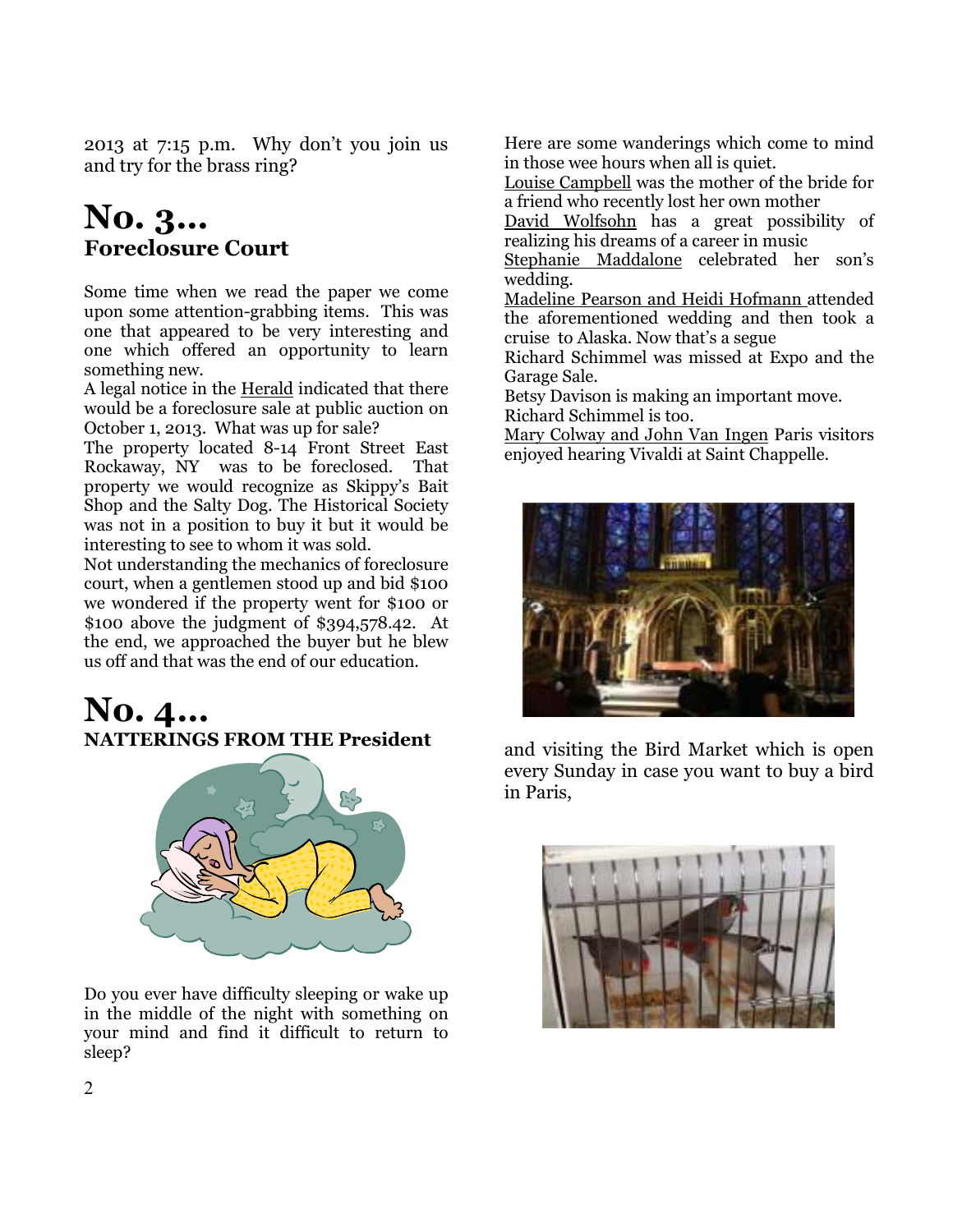2013 at 7:15 p.m. Why don't you join us and try for the brass ring?

# No. 3…

## Foreclosure Court

Some time when we read the paper we come upon some attention-grabbing items. This was one that appeared to be very interesting and one which offered an opportunity to learn something new.

A legal notice in the Herald indicated that there would be a foreclosure sale at public auction on October 1, 2013. What was up for sale?

The property located 8-14 Front Street East Rockaway, NY was to be foreclosed. That property we would recognize as Skippy's Bait Shop and the Salty Dog. The Historical Society was not in a position to buy it but it would be interesting to see to whom it was sold.

Not understanding the mechanics of foreclosure court, when a gentlemen stood up and bid $100 we wondered if the property went for $100 or $100 above the judgment of $394,578.42. At the end, we approached the buyer but he blew us off and that was the end of our education.

# No. 4…

## NATTERINGS FROM THE President

Do you ever have difficulty sleeping or wake up in the middle of the night with something on your mind and find it difficult to return to sleep?

Here are some wanderings which come to mind in those wee hours when all is quiet.

Louise Campbell was the mother of the bride for a friend who recently lost her own mother

David Wolfsohn has a great possibility of realizing his dreams of a career in music

Stephanie Maddalone celebrated her son's wedding.

Madeline Pearson and Heidi Hofmann attended the aforementioned wedding and then took a cruise to Alaska. Now that's a segue

Richard Schimmel was missed at Expo and the Garage Sale.

Betsy Davison is making an important move.

Richard Schimmel is too.

Mary Colway and John Van Ingen Paris visitors enjoyed hearing Vivaldi at Saint Chappelle.

and visiting the Bird Market which is open every Sunday in case you want to buy a bird in Paris,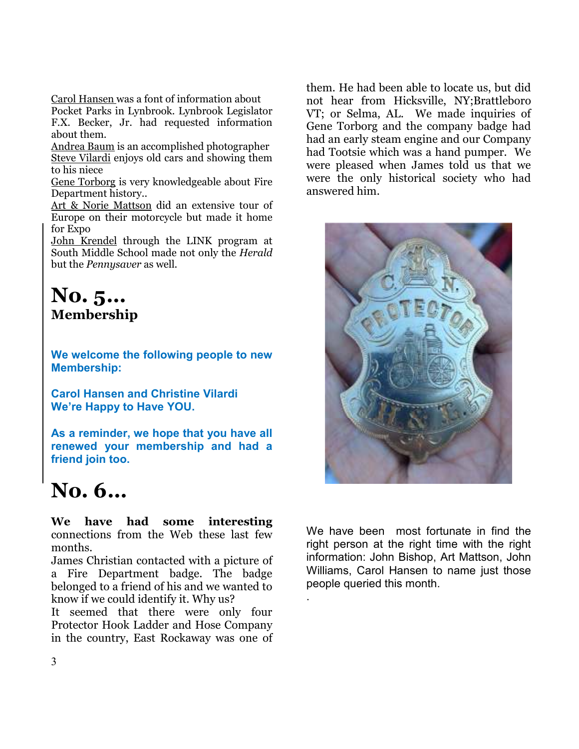Carol Hansen was a font of information about Pocket Parks in Lynbrook. Lynbrook Legislator F.X. Becker, Jr. had requested information about them.

Andrea Baum is an accomplished photographer

Steve Vilardi enjoys old cars and showing them to his niece

Gene Torborg is very knowledgeable about Fire Department history..

Art & Norie Mattson did an extensive tour of Europe on their motorcycle but made it home for Expo

John Krendel through the LINK program at South Middle School made not only the *Herald* but the *Pennysaver* as well.

# No. 5...
## Membership

**We welcome the following people to new Membership:**

**Carol Hansen and Christine Vilardi**
**We're Happy to Have YOU.**

**As a reminder, we hope that you have all renewed your membership and had a friend join too.**

# No. 6...

**We have had some interesting** connections from the Web these last few months.

James Christian contacted with a picture of a Fire Department badge. The badge belonged to a friend of his and we wanted to know if we could identify it. Why us?

It seemed that there were only four Protector Hook Ladder and Hose Company in the country, East Rockaway was one of them. He had been able to locate us, but did not hear from Hicksville, NY;Brattleboro VT; or Selma, AL. We made inquiries of Gene Torborg and the company badge had had an early steam engine and our Company had Tootsie which was a hand pumper. We were pleased when James told us that we were the only historical society who had answered him.

We have been most fortunate in find the right person at the right time with the right information: John Bishop, Art Mattson, John Williams, Carol Hansen to name just those people queried this month.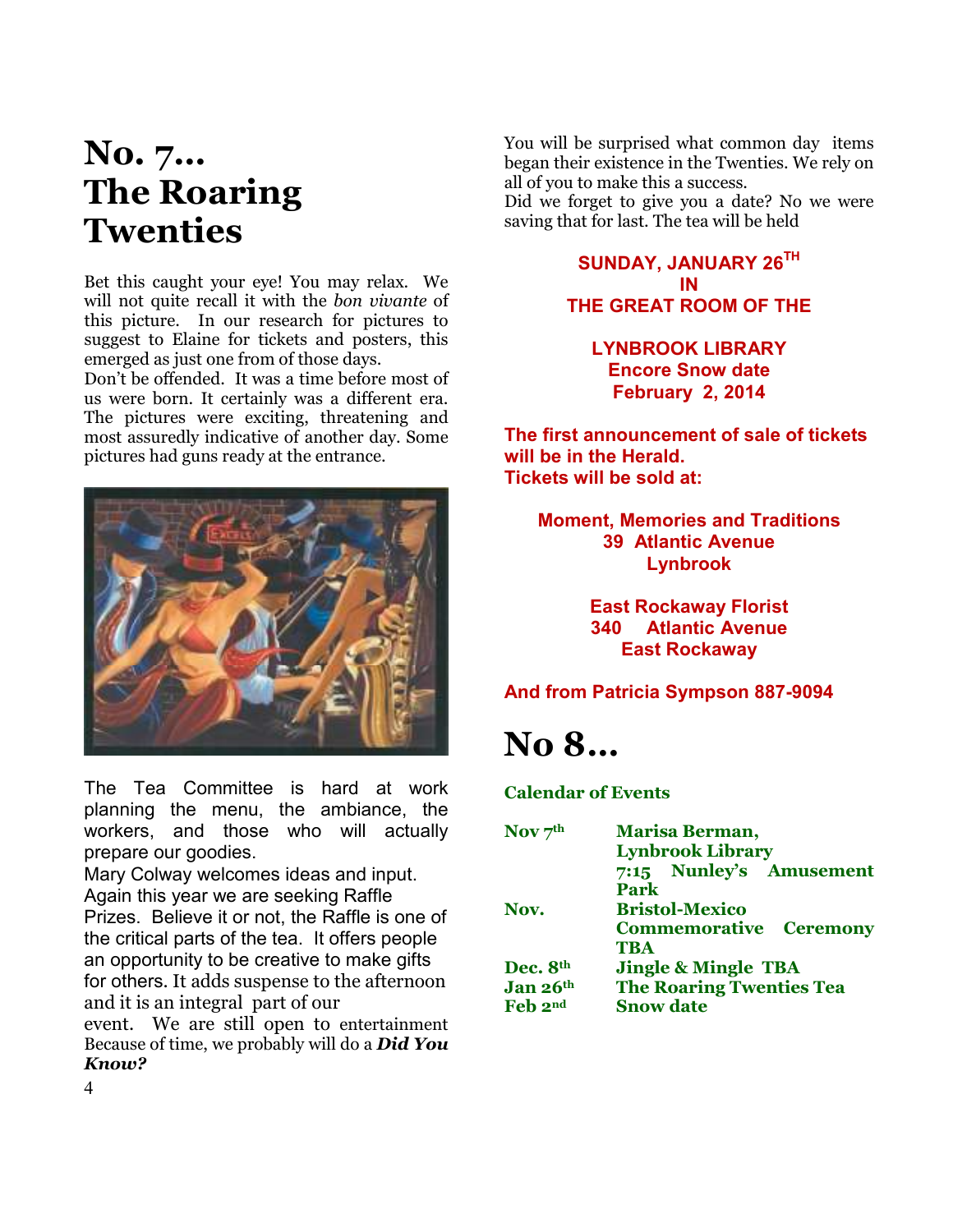# No. 7… The Roaring Twenties

Bet this caught your eye! You may relax. We will not quite recall it with the *bon vivante* of this picture. In our research for pictures to suggest to Elaine for tickets and posters, this emerged as just one from of those days.
Don't be offended. It was a time before most of us were born. It certainly was a different era. The pictures were exciting, threatening and most assuredly indicative of another day. Some pictures had guns ready at the entrance.

The Tea Committee is hard at work planning the menu, the ambiance, the workers, and those who will actually prepare our goodies.
Mary Colway welcomes ideas and input. Again this year we are seeking Raffle Prizes. Believe it or not, the Raffle is one of the critical parts of the tea. It offers people an opportunity to be creative to make gifts for others. It adds suspense to the afternoon and it is an integral part of our event. We are still open to entertainment Because of time, we probably will do a ***Did You Know?***

You will be surprised what common day items began their existence in the Twenties. We rely on all of you to make this a success.
Did we forget to give you a date? No we were saving that for last. The tea will be held

**SUNDAY, JANUARY 26TH IN THE GREAT ROOM OF THE**

**LYNBROOK LIBRARY**
**Encore Snow date**
**February 2, 2014**

**The first announcement of sale of tickets will be in the Herald.**
**Tickets will be sold at:**

**Moment, Memories and Traditions**
**39 Atlantic Avenue**
**Lynbrook**

**East Rockaway Florist**
**340 Atlantic Avenue**
**East Rockaway**

**And from Patricia Sympson 887-9094**

# No 8…

**Calendar of Events**

| | |
|---|---|
| **Nov 7th** | **Marisa Berman, Lynbrook Library 7:15 Nunley's Amusement Park** |
| **Nov.** | **Bristol-Mexico Commemorative Ceremony TBA** |
| **Dec. 8th** | **Jingle & Mingle TBA** |
| **Jan 26th** | **The Roaring Twenties Tea** |
| **Feb 2nd** | **Snow date** |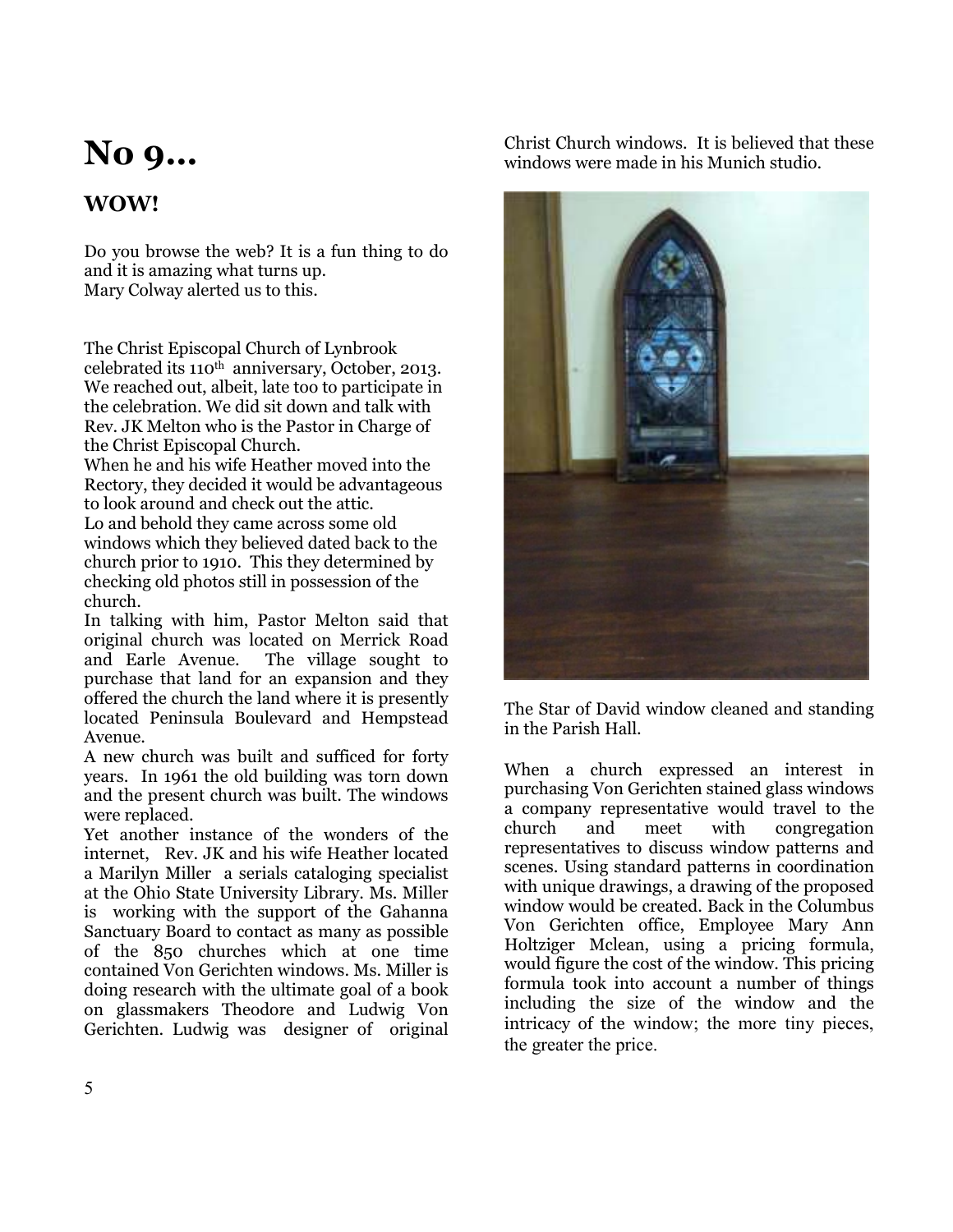# No 9…

## WOW!

Do you browse the web? It is a fun thing to do and it is amazing what turns up.
Mary Colway alerted us to this.

The Christ Episcopal Church of Lynbrook celebrated its 110th anniversary, October, 2013. We reached out, albeit, late too to participate in the celebration. We did sit down and talk with Rev. JK Melton who is the Pastor in Charge of the Christ Episcopal Church.
When he and his wife Heather moved into the Rectory, they decided it would be advantageous to look around and check out the attic.
Lo and behold they came across some old windows which they believed dated back to the church prior to 1910. This they determined by checking old photos still in possession of the church.
In talking with him, Pastor Melton said that original church was located on Merrick Road and Earle Avenue. The village sought to purchase that land for an expansion and they offered the church the land where it is presently located Peninsula Boulevard and Hempstead Avenue.
A new church was built and sufficed for forty years. In 1961 the old building was torn down and the present church was built. The windows were replaced.
Yet another instance of the wonders of the internet, Rev. JK and his wife Heather located a Marilyn Miller a serials cataloging specialist at the Ohio State University Library. Ms. Miller is working with the support of the Gahanna Sanctuary Board to contact as many as possible of the 850 churches which at one time contained Von Gerichten windows. Ms. Miller is doing research with the ultimate goal of a book on glassmakers Theodore and Ludwig Von Gerichten. Ludwig was designer of original Christ Church windows. It is believed that these windows were made in his Munich studio.

The Star of David window cleaned and standing in the Parish Hall.

When a church expressed an interest in purchasing Von Gerichten stained glass windows a company representative would travel to the church and meet with congregation representatives to discuss window patterns and scenes. Using standard patterns in coordination with unique drawings, a drawing of the proposed window would be created. Back in the Columbus Von Gerichten office, Employee Mary Ann Holtziger Mclean, using a pricing formula, would figure the cost of the window. This pricing formula took into account a number of things including the size of the window and the intricacy of the window; the more tiny pieces, the greater the price.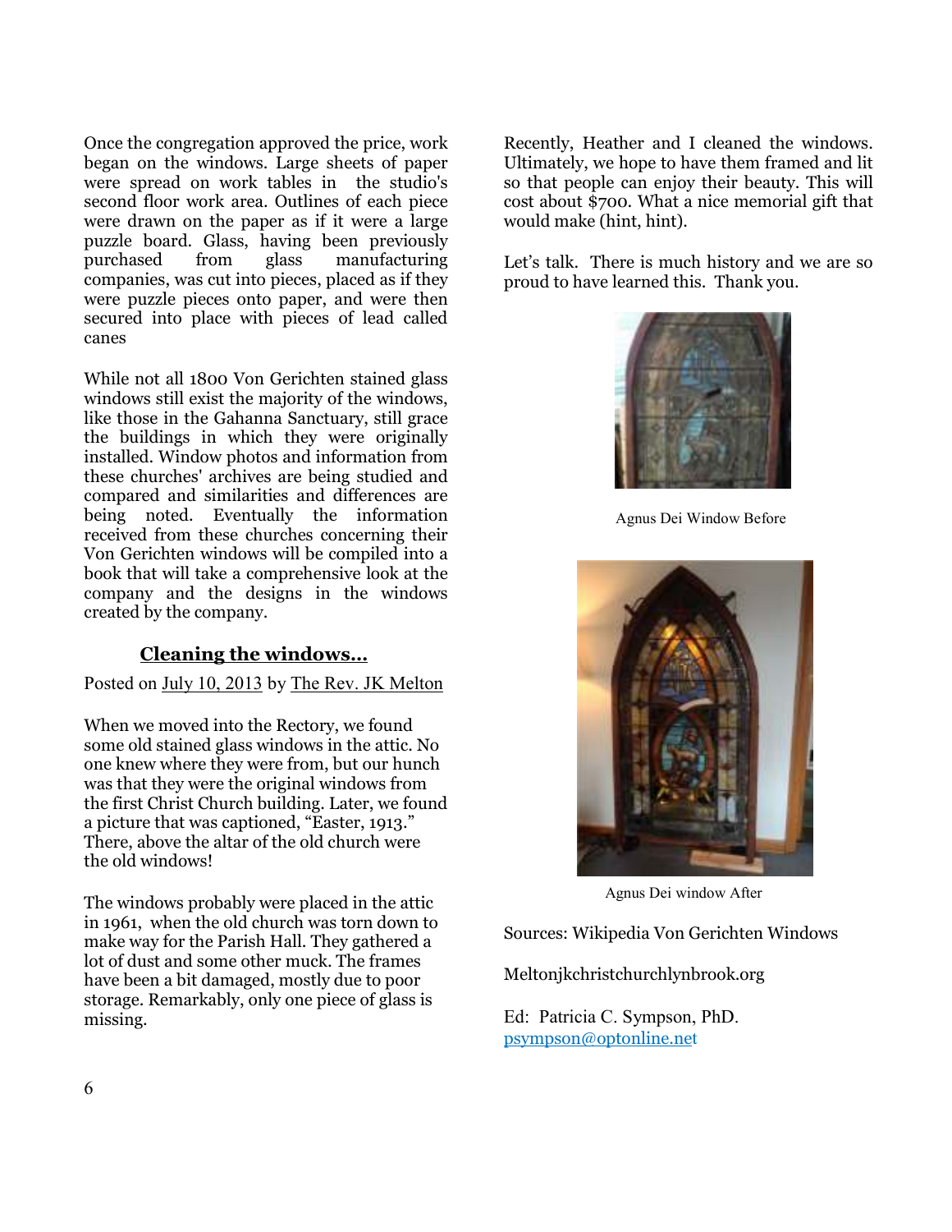Once the congregation approved the price, work began on the windows. Large sheets of paper were spread on work tables in the studio's second floor work area. Outlines of each piece were drawn on the paper as if it were a large puzzle board. Glass, having been previously purchased from glass manufacturing companies, was cut into pieces, placed as if they were puzzle pieces onto paper, and were then secured into place with pieces of lead called canes

While not all 1800 Von Gerichten stained glass windows still exist the majority of the windows, like those in the Gahanna Sanctuary, still grace the buildings in which they were originally installed. Window photos and information from these churches' archives are being studied and compared and similarities and differences are being noted. Eventually the information received from these churches concerning their Von Gerichten windows will be compiled into a book that will take a comprehensive look at the company and the designs in the windows created by the company.

## Cleaning the windows…

Posted on July 10, 2013 by The Rev. JK Melton

When we moved into the Rectory, we found some old stained glass windows in the attic. No one knew where they were from, but our hunch was that they were the original windows from the first Christ Church building. Later, we found a picture that was captioned, "Easter, 1913." There, above the altar of the old church were the old windows!

The windows probably were placed in the attic in 1961, when the old church was torn down to make way for the Parish Hall. They gathered a lot of dust and some other muck. The frames have been a bit damaged, mostly due to poor storage. Remarkably, only one piece of glass is missing.

Recently, Heather and I cleaned the windows. Ultimately, we hope to have them framed and lit so that people can enjoy their beauty. This will cost about $700. What a nice memorial gift that would make (hint, hint).

Let's talk. There is much history and we are so proud to have learned this. Thank you.

Agnus Dei Window Before

Agnus Dei window After

Sources: Wikipedia Von Gerichten Windows

Meltonjkchristchurchlynbrook.org

Ed: Patricia C. Sympson, PhD.
psympson@optonline.net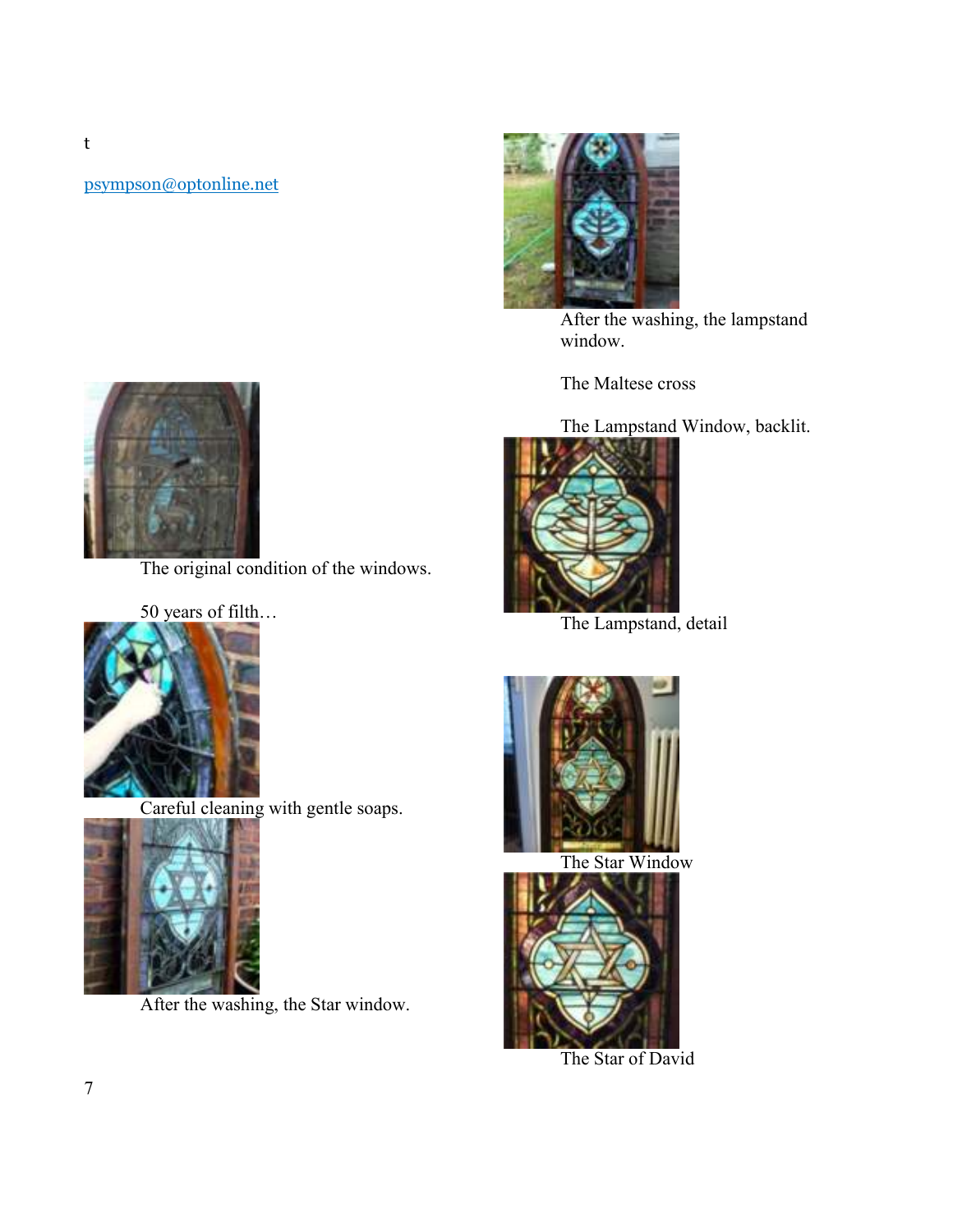t

psympson@optonline.net

The original condition of the windows.

50 years of filth…

Careful cleaning with gentle soaps.

After the washing, the Star window.

After the washing, the lampstand window.

The Maltese cross

The Lampstand Window, backlit.

The Lampstand, detail

The Star Window

The Star of David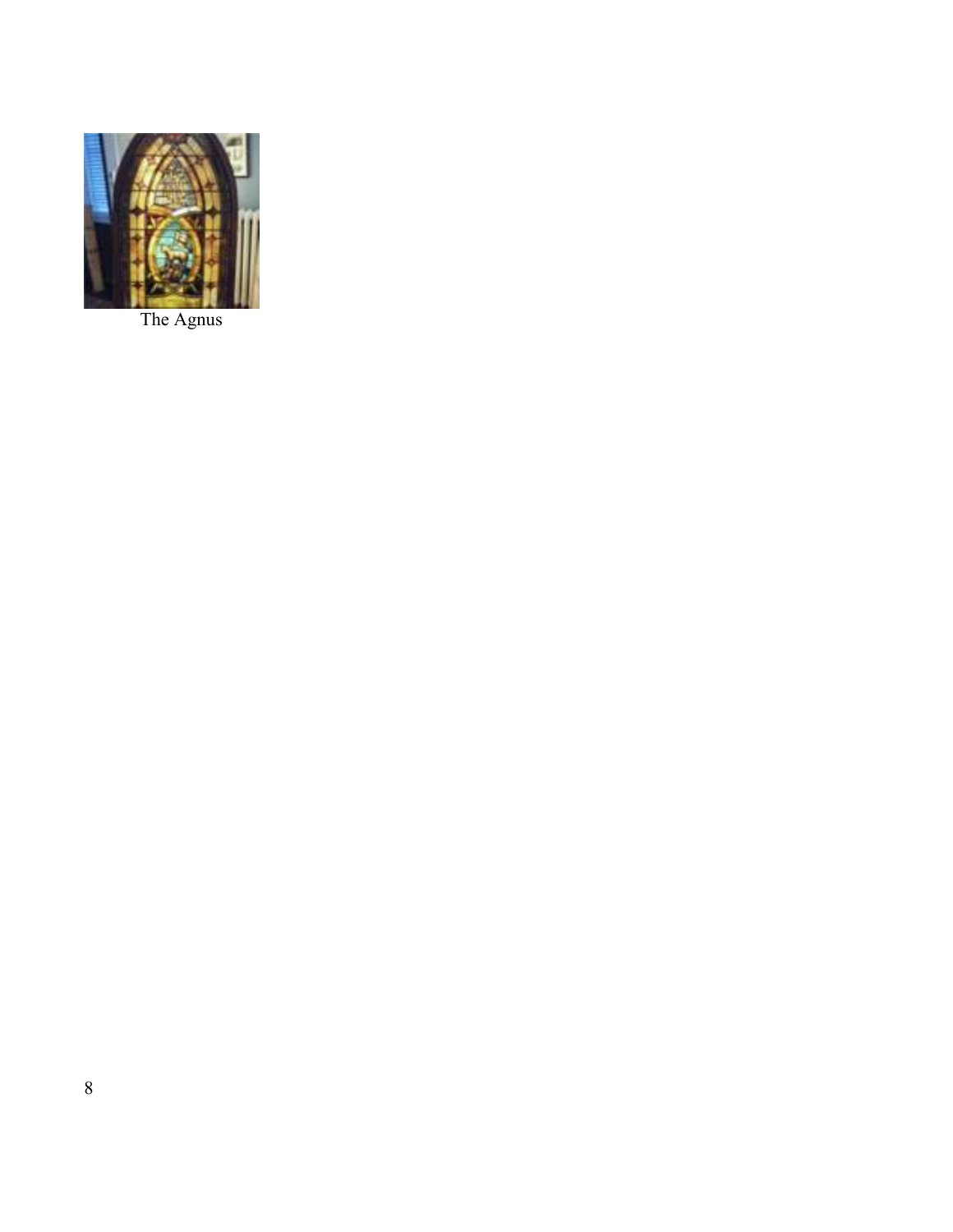The Agnus